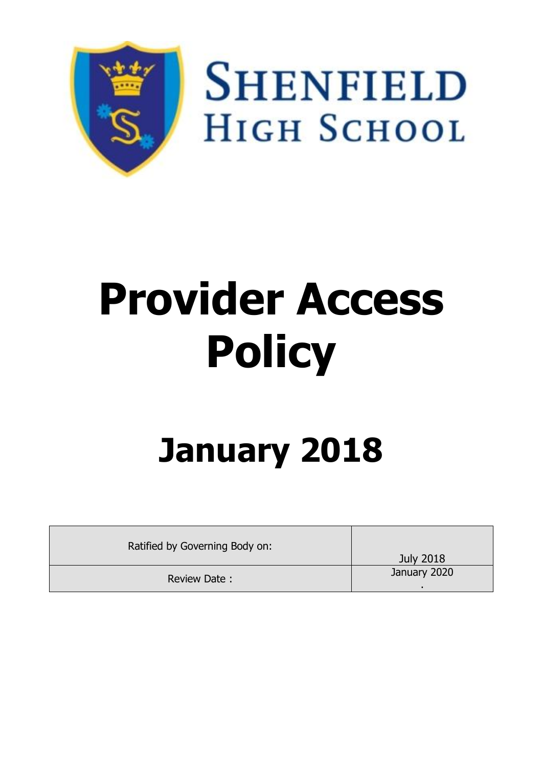SHENFIELD HIGH SCHOOL

# Provider Access Policy

# January 2018

| Ratified by Governing Body on: | July 2018 |
| --- | --- |
| Review Date : | January 2020 . |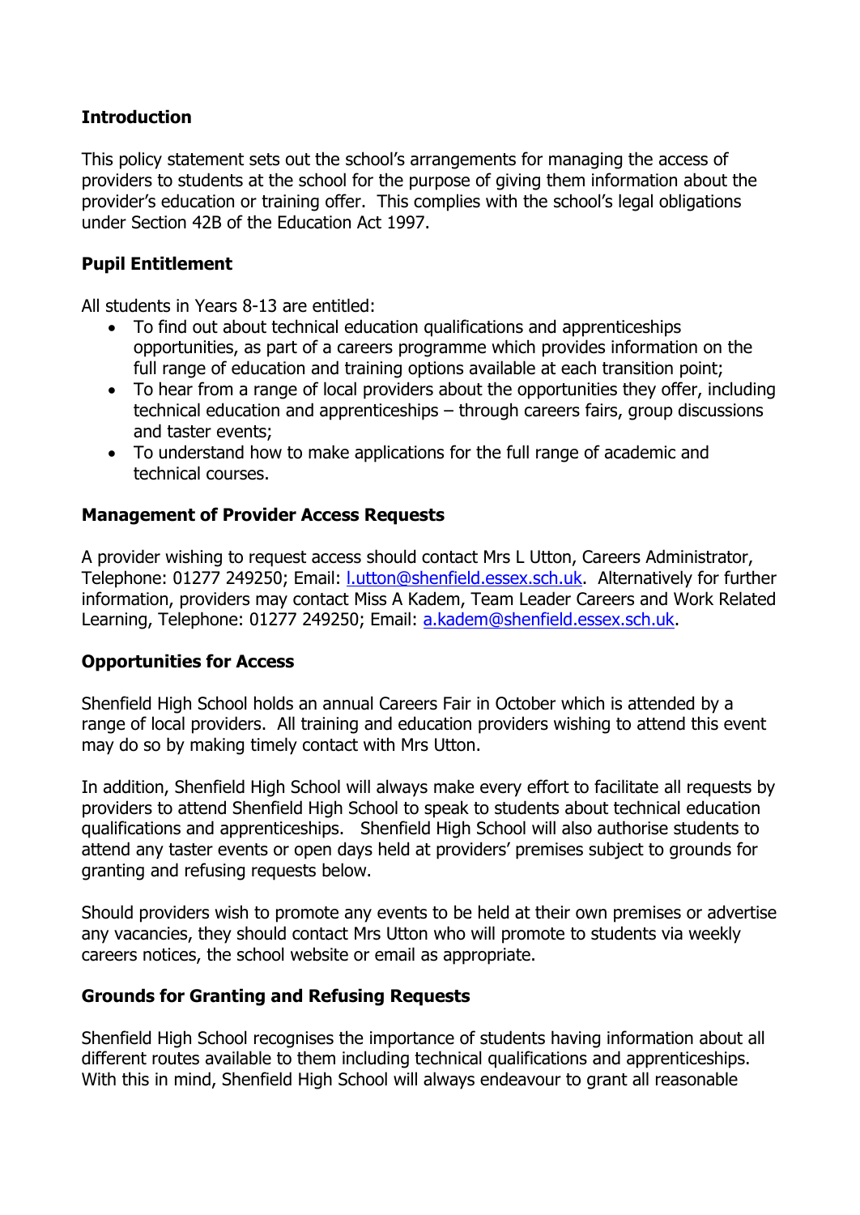**Introduction**

This policy statement sets out the school's arrangements for managing the access of providers to students at the school for the purpose of giving them information about the provider's education or training offer. This complies with the school's legal obligations under Section 42B of the Education Act 1997.

**Pupil Entitlement**

All students in Years 8-13 are entitled:

- To find out about technical education qualifications and apprenticeships opportunities, as part of a careers programme which provides information on the full range of education and training options available at each transition point;
- To hear from a range of local providers about the opportunities they offer, including technical education and apprenticeships – through careers fairs, group discussions and taster events;
- To understand how to make applications for the full range of academic and technical courses.

**Management of Provider Access Requests**

A provider wishing to request access should contact Mrs L Utton, Careers Administrator, Telephone: 01277 249250; Email: l.utton@shenfield.essex.sch.uk. Alternatively for further information, providers may contact Miss A Kadem, Team Leader Careers and Work Related Learning, Telephone: 01277 249250; Email: a.kadem@shenfield.essex.sch.uk.

**Opportunities for Access**

Shenfield High School holds an annual Careers Fair in October which is attended by a range of local providers. All training and education providers wishing to attend this event may do so by making timely contact with Mrs Utton.

In addition, Shenfield High School will always make every effort to facilitate all requests by providers to attend Shenfield High School to speak to students about technical education qualifications and apprenticeships. Shenfield High School will also authorise students to attend any taster events or open days held at providers' premises subject to grounds for granting and refusing requests below.

Should providers wish to promote any events to be held at their own premises or advertise any vacancies, they should contact Mrs Utton who will promote to students via weekly careers notices, the school website or email as appropriate.

**Grounds for Granting and Refusing Requests**

Shenfield High School recognises the importance of students having information about all different routes available to them including technical qualifications and apprenticeships. With this in mind, Shenfield High School will always endeavour to grant all reasonable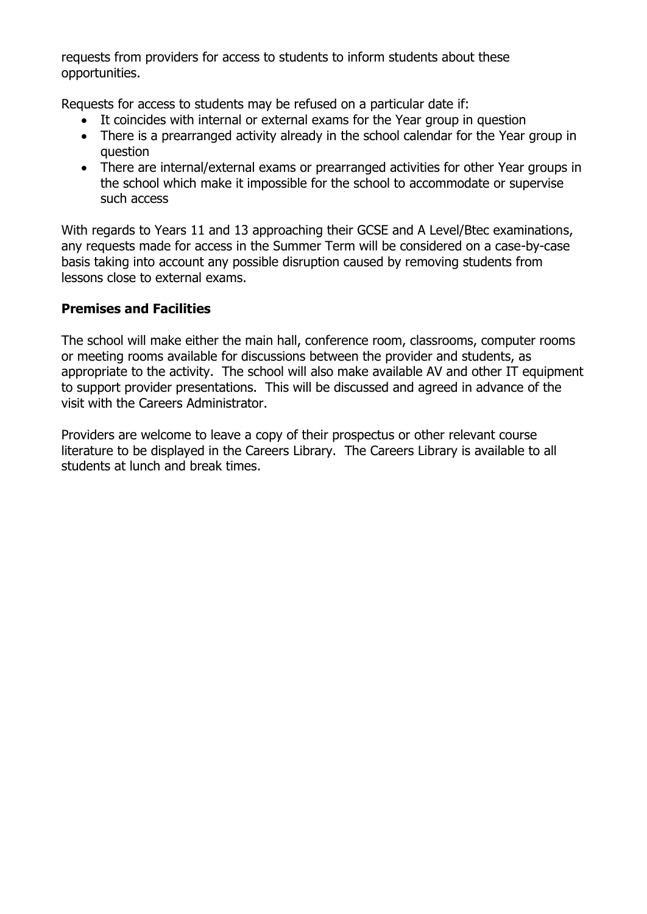requests from providers for access to students to inform students about these opportunities.

Requests for access to students may be refused on a particular date if:

- It coincides with internal or external exams for the Year group in question
- There is a prearranged activity already in the school calendar for the Year group in question
- There are internal/external exams or prearranged activities for other Year groups in the school which make it impossible for the school to accommodate or supervise such access

With regards to Years 11 and 13 approaching their GCSE and A Level/Btec examinations, any requests made for access in the Summer Term will be considered on a case-by-case basis taking into account any possible disruption caused by removing students from lessons close to external exams.

**Premises and Facilities**

The school will make either the main hall, conference room, classrooms, computer rooms or meeting rooms available for discussions between the provider and students, as appropriate to the activity. The school will also make available AV and other IT equipment to support provider presentations. This will be discussed and agreed in advance of the visit with the Careers Administrator.

Providers are welcome to leave a copy of their prospectus or other relevant course literature to be displayed in the Careers Library. The Careers Library is available to all students at lunch and break times.